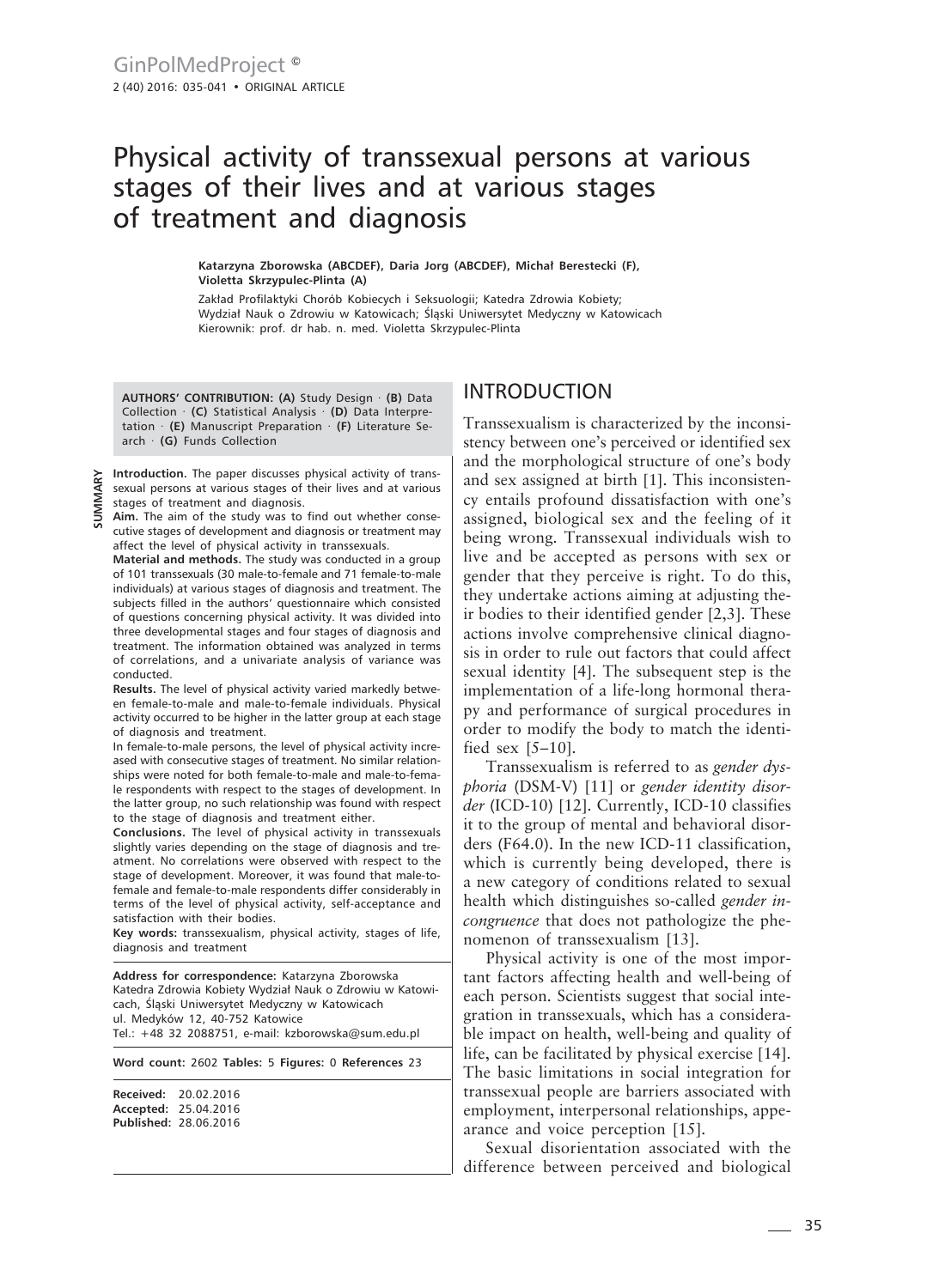# Physical activity of transsexual persons at various stages of their lives and at various stages of treatment and diagnosis

**Katarzyna Zborowska (ABCDEF), Daria Jorg (ABCDEF), Michał Berestecki (F), Violetta Skrzypulec-Plinta (A)**

Zakład Profilaktyki Chorób Kobiecych i Seksuologii; Katedra Zdrowia Kobiety; Wydział Nauk o Zdrowiu w Katowicach; Śląski Uniwersytet Medyczny w Katowicach
Kierownik: prof. dr hab. n. med. Violetta Skrzypulec-Plinta

**AUTHORS' CONTRIBUTION:** **(A)** Study Design · **(B)** Data Collection · **(C)** Statistical Analysis · **(D)** Data Interpretation · **(E)** Manuscript Preparation · **(F)** Literature Search · **(G)** Funds Collection

**SUMMARY**

**Introduction.** The paper discusses physical activity of transsexual persons at various stages of their lives and at various stages of treatment and diagnosis.

**Aim.** The aim of the study was to find out whether consecutive stages of development and diagnosis or treatment may affect the level of physical activity in transsexuals.

**Material and methods.** The study was conducted in a group of 101 transsexuals (30 male-to-female and 71 female-to-male individuals) at various stages of diagnosis and treatment. The subjects filled in the authors' questionnaire which consisted of questions concerning physical activity. It was divided into three developmental stages and four stages of diagnosis and treatment. The information obtained was analyzed in terms of correlations, and a univariate analysis of variance was conducted.

**Results.** The level of physical activity varied markedly between female-to-male and male-to-female individuals. Physical activity occurred to be higher in the latter group at each stage of diagnosis and treatment.

In female-to-male persons, the level of physical activity increased with consecutive stages of treatment. No similar relationships were noted for both female-to-male and male-to-female respondents with respect to the stages of development. In the latter group, no such relationship was found with respect to the stage of diagnosis and treatment either.

**Conclusions.** The level of physical activity in transsexuals slightly varies depending on the stage of diagnosis and treatment. No correlations were observed with respect to the stage of development. Moreover, it was found that male-to-female and female-to-male respondents differ considerably in terms of the level of physical activity, self-acceptance and satisfaction with their bodies.

**Key words:** transsexualism, physical activity, stages of life, diagnosis and treatment

**Address for correspondence:** Katarzyna Zborowska
Katedra Zdrowia Kobiety Wydział Nauk o Zdrowiu w Katowicach, Śląski Uniwersytet Medyczny w Katowicach
ul. Medyków 12, 40-752 Katowice
Tel.: +48 32 2088751, e-mail: kzborowska@sum.edu.pl

**Word count:** 2602 **Tables:** 5 **Figures:** 0 **References** 23

**Received:** 20.02.2016
**Accepted:** 25.04.2016
**Published:** 28.06.2016

## INTRODUCTION

Transsexualism is characterized by the inconsistency between one's perceived or identified sex and the morphological structure of one's body and sex assigned at birth [1]. This inconsistency entails profound dissatisfaction with one's assigned, biological sex and the feeling of it being wrong. Transsexual individuals wish to live and be accepted as persons with sex or gender that they perceive is right. To do this, they undertake actions aiming at adjusting their bodies to their identified gender [2,3]. These actions involve comprehensive clinical diagnosis in order to rule out factors that could affect sexual identity [4]. The subsequent step is the implementation of a life-long hormonal therapy and performance of surgical procedures in order to modify the body to match the identified sex [5–10].

Transsexualism is referred to as *gender dysphoria* (DSM-V) [11] or *gender identity disorder* (ICD-10) [12]. Currently, ICD-10 classifies it to the group of mental and behavioral disorders (F64.0). In the new ICD-11 classification, which is currently being developed, there is a new category of conditions related to sexual health which distinguishes so-called *gender incongruence* that does not pathologize the phenomenon of transsexualism [13].

Physical activity is one of the most important factors affecting health and well-being of each person. Scientists suggest that social integration in transsexuals, which has a considerable impact on health, well-being and quality of life, can be facilitated by physical exercise [14]. The basic limitations in social integration for transsexual people are barriers associated with employment, interpersonal relationships, appearance and voice perception [15].

Sexual disorientation associated with the difference between perceived and biological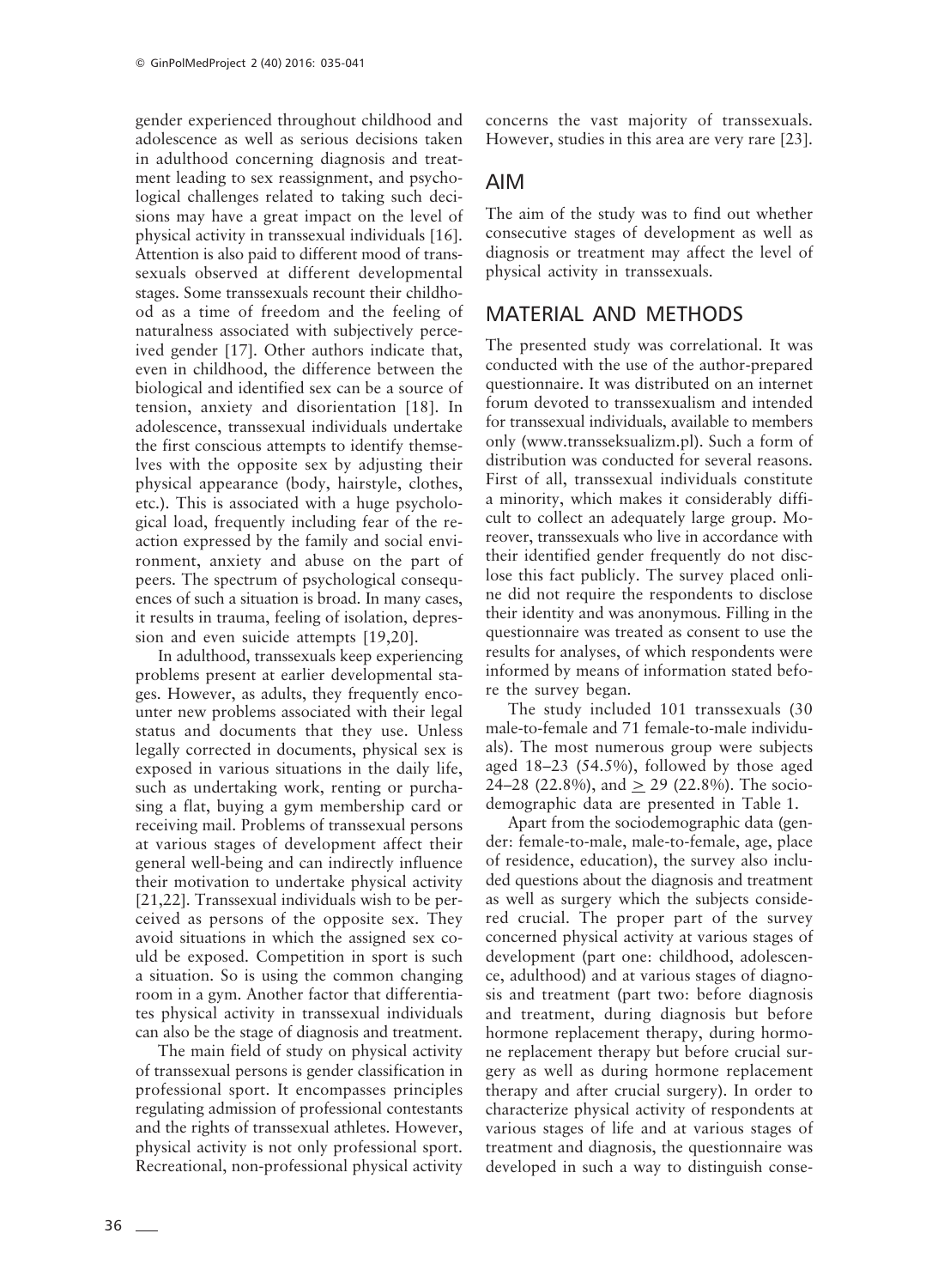gender experienced throughout childhood and adolescence as well as serious decisions taken in adulthood concerning diagnosis and treatment leading to sex reassignment, and psychological challenges related to taking such decisions may have a great impact on the level of physical activity in transsexual individuals [16]. Attention is also paid to different mood of transsexuals observed at different developmental stages. Some transsexuals recount their childhood as a time of freedom and the feeling of naturalness associated with subjectively perceived gender [17]. Other authors indicate that, even in childhood, the difference between the biological and identified sex can be a source of tension, anxiety and disorientation [18]. In adolescence, transsexual individuals undertake the first conscious attempts to identify themselves with the opposite sex by adjusting their physical appearance (body, hairstyle, clothes, etc.). This is associated with a huge psychological load, frequently including fear of the reaction expressed by the family and social environment, anxiety and abuse on the part of peers. The spectrum of psychological consequences of such a situation is broad. In many cases, it results in trauma, feeling of isolation, depression and even suicide attempts [19,20].

In adulthood, transsexuals keep experiencing problems present at earlier developmental stages. However, as adults, they frequently encounter new problems associated with their legal status and documents that they use. Unless legally corrected in documents, physical sex is exposed in various situations in the daily life, such as undertaking work, renting or purchasing a flat, buying a gym membership card or receiving mail. Problems of transsexual persons at various stages of development affect their general well-being and can indirectly influence their motivation to undertake physical activity [21,22]. Transsexual individuals wish to be perceived as persons of the opposite sex. They avoid situations in which the assigned sex could be exposed. Competition in sport is such a situation. So is using the common changing room in a gym. Another factor that differentiates physical activity in transsexual individuals can also be the stage of diagnosis and treatment.

The main field of study on physical activity of transsexual persons is gender classification in professional sport. It encompasses principles regulating admission of professional contestants and the rights of transsexual athletes. However, physical activity is not only professional sport. Recreational, non-professional physical activity concerns the vast majority of transsexuals. However, studies in this area are very rare [23].

## AIM

The aim of the study was to find out whether consecutive stages of development as well as diagnosis or treatment may affect the level of physical activity in transsexuals.

## MATERIAL AND METHODS

The presented study was correlational. It was conducted with the use of the author-prepared questionnaire. It was distributed on an internet forum devoted to transsexualism and intended for transsexual individuals, available to members only (www.transseksualizm.pl). Such a form of distribution was conducted for several reasons. First of all, transsexual individuals constitute a minority, which makes it considerably difficult to collect an adequately large group. Moreover, transsexuals who live in accordance with their identified gender frequently do not disclose this fact publicly. The survey placed online did not require the respondents to disclose their identity and was anonymous. Filling in the questionnaire was treated as consent to use the results for analyses, of which respondents were informed by means of information stated before the survey began.

The study included 101 transsexuals (30 male-to-female and 71 female-to-male individuals). The most numerous group were subjects aged 18–23 (54.5%), followed by those aged 24–28 (22.8%), and $\geq$ 29 (22.8%). The sociodemographic data are presented in Table 1.

Apart from the sociodemographic data (gender: female-to-male, male-to-female, age, place of residence, education), the survey also included questions about the diagnosis and treatment as well as surgery which the subjects considered crucial. The proper part of the survey concerned physical activity at various stages of development (part one: childhood, adolescence, adulthood) and at various stages of diagnosis and treatment (part two: before diagnosis and treatment, during diagnosis but before hormone replacement therapy, during hormone replacement therapy but before crucial surgery as well as during hormone replacement therapy and after crucial surgery). In order to characterize physical activity of respondents at various stages of life and at various stages of treatment and diagnosis, the questionnaire was developed in such a way to distinguish conse-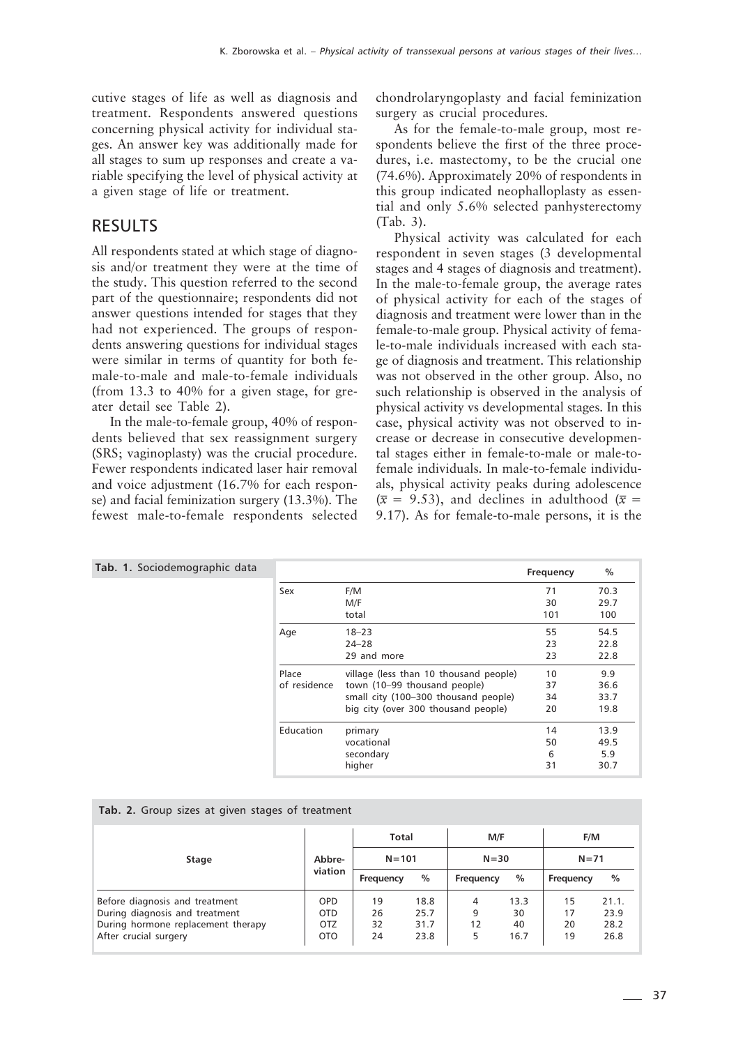cutive stages of life as well as diagnosis and treatment. Respondents answered questions concerning physical activity for individual stages. An answer key was additionally made for all stages to sum up responses and create a variable specifying the level of physical activity at a given stage of life or treatment.

## RESULTS

All respondents stated at which stage of diagnosis and/or treatment they were at the time of the study. This question referred to the second part of the questionnaire; respondents did not answer questions intended for stages that they had not experienced. The groups of respondents answering questions for individual stages were similar in terms of quantity for both female-to-male and male-to-female individuals (from 13.3 to 40% for a given stage, for greater detail see Table 2).

In the male-to-female group, 40% of respondents believed that sex reassignment surgery (SRS; vaginoplasty) was the crucial procedure. Fewer respondents indicated laser hair removal and voice adjustment (16.7% for each response) and facial feminization surgery (13.3%). The fewest male-to-female respondents selected chondrolaryngoplasty and facial feminization surgery as crucial procedures.

As for the female-to-male group, most respondents believe the first of the three procedures, i.e. mastectomy, to be the crucial one (74.6%). Approximately 20% of respondents in this group indicated neophalloplasty as essential and only 5.6% selected panhysterectomy (Tab. 3).

Physical activity was calculated for each respondent in seven stages (3 developmental stages and 4 stages of diagnosis and treatment). In the male-to-female group, the average rates of physical activity for each of the stages of diagnosis and treatment were lower than in the female-to-male group. Physical activity of female-to-male individuals increased with each stage of diagnosis and treatment. This relationship was not observed in the other group. Also, no such relationship is observed in the analysis of physical activity vs developmental stages. In this case, physical activity was not observed to increase or decrease in consecutive developmental stages either in female-to-male or male-to-female individuals. In male-to-female individuals, physical activity peaks during adolescence ($\bar{x}$ = 9.53), and declines in adulthood ($\bar{x}$ = 9.17). As for female-to-male persons, it is the

**Tab. 1.** Sociodemographic data

| | | Frequency | % |
|---|---|---|---|
| Sex | F/M | 71 | 70.3 |
| | M/F | 30 | 29.7 |
| | total | 101 | 100 |
| Age | 18–23 | 55 | 54.5 |
| | 24–28 | 23 | 22.8 |
| | 29 and more | 23 | 22.8 |
| Place of residence | village (less than 10 thousand people) | 10 | 9.9 |
| | town (10–99 thousand people) | 37 | 36.6 |
| | small city (100–300 thousand people) | 34 | 33.7 |
| | big city (over 300 thousand people) | 20 | 19.8 |
| Education | primary | 14 | 13.9 |
| | vocational | 50 | 49.5 |
| | secondary | 6 | 5.9 |
| | higher | 31 | 30.7 |

**Tab. 2.** Group sizes at given stages of treatment

| Stage | Abbreviation | Total | | M/F | | F/M | |
|---|---|---|---|---|---|---|---|
| | | N=101 | | N=30 | | N=71 | |
| | | Frequency | % | Frequency | % | Frequency | % |
| Before diagnosis and treatment | OPD | 19 | 18.8 | 4 | 13.3 | 15 | 21.1. |
| During diagnosis and treatment | OTD | 26 | 25.7 | 9 | 30 | 17 | 23.9 |
| During hormone replacement therapy | OTZ | 32 | 31.7 | 12 | 40 | 20 | 28.2 |
| After crucial surgery | OTO | 24 | 23.8 | 5 | 16.7 | 19 | 26.8 |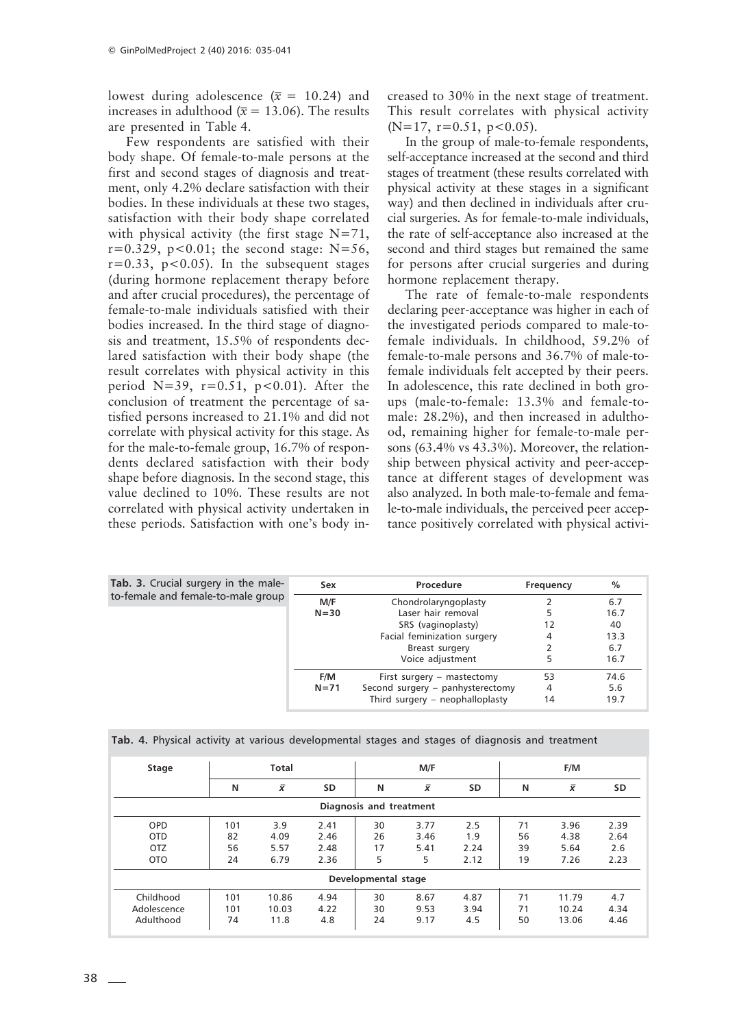lowest during adolescence ($\bar{x}$ = 10.24) and increases in adulthood ($\bar{x}$ = 13.06). The results are presented in Table 4.

Few respondents are satisfied with their body shape. Of female-to-male persons at the first and second stages of diagnosis and treatment, only 4.2% declare satisfaction with their bodies. In these individuals at these two stages, satisfaction with their body shape correlated with physical activity (the first stage $N=71$, $r=0.329$, $p<0.01$; the second stage: $N=56$, $r=0.33$, $p<0.05$). In the subsequent stages (during hormone replacement therapy before and after crucial procedures), the percentage of female-to-male individuals satisfied with their bodies increased. In the third stage of diagnosis and treatment, 15.5% of respondents declared satisfaction with their body shape (the result correlates with physical activity in this period $N=39$, $r=0.51$, $p<0.01$). After the conclusion of treatment the percentage of satisfied persons increased to 21.1% and did not correlate with physical activity for this stage. As for the male-to-female group, 16.7% of respondents declared satisfaction with their body shape before diagnosis. In the second stage, this value declined to 10%. These results are not correlated with physical activity undertaken in these periods. Satisfaction with one's body increased to 30% in the next stage of treatment. This result correlates with physical activity ($N=17$, $r=0.51$, $p<0.05$).

In the group of male-to-female respondents, self-acceptance increased at the second and third stages of treatment (these results correlated with physical activity at these stages in a significant way) and then declined in individuals after crucial surgeries. As for female-to-male individuals, the rate of self-acceptance also increased at the second and third stages but remained the same for persons after crucial surgeries and during hormone replacement therapy.

The rate of female-to-male respondents declaring peer-acceptance was higher in each of the investigated periods compared to male-to-female individuals. In childhood, 59.2% of female-to-male persons and 36.7% of male-to-female individuals felt accepted by their peers. In adolescence, this rate declined in both groups (male-to-female: 13.3% and female-to-male: 28.2%), and then increased in adulthood, remaining higher for female-to-male persons (63.4% vs 43.3%). Moreover, the relationship between physical activity and peer-acceptance at different stages of development was also analyzed. In both male-to-female and female-to-male individuals, the perceived peer acceptance positively correlated with physical activi-

**Tab. 3.** Crucial surgery in the male-to-female and female-to-male group

| Sex | Procedure | Frequency | % |
|---|---|---|---|
| M/F N=30 | Chondrolaryngoplasty | 2 | 6.7 |
| | Laser hair removal | 5 | 16.7 |
| | SRS (vaginoplasty) | 12 | 40 |
| | Facial feminization surgery | 4 | 13.3 |
| | Breast surgery | 2 | 6.7 |
| | Voice adjustment | 5 | 16.7 |
| F/M N=71 | First surgery – mastectomy | 53 | 74.6 |
| | Second surgery – panhysterectomy | 4 | 5.6 |
| | Third surgery – neophalloplasty | 14 | 19.7 |

**Tab. 4.** Physical activity at various developmental stages and stages of diagnosis and treatment

| Stage | Total | | | M/F | | | F/M | | |
|---|---|---|---|---|---|---|---|---|---|
| | N | $\bar{x}$ | SD | N | $\bar{x}$ | SD | N | $\bar{x}$ | SD |
| **Diagnosis and treatment** | | | | | | | | | |
| OPD | 101 | 3.9 | 2.41 | 30 | 3.77 | 2.5 | 71 | 3.96 | 2.39 |
| OTD | 82 | 4.09 | 2.46 | 26 | 3.46 | 1.9 | 56 | 4.38 | 2.64 |
| OTZ | 56 | 5.57 | 2.48 | 17 | 5.41 | 2.24 | 39 | 5.64 | 2.6 |
| OTO | 24 | 6.79 | 2.36 | 5 | 5 | 2.12 | 19 | 7.26 | 2.23 |
| **Developmental stage** | | | | | | | | | |
| Childhood | 101 | 10.86 | 4.94 | 30 | 8.67 | 4.87 | 71 | 11.79 | 4.7 |
| Adolescence | 101 | 10.03 | 4.22 | 30 | 9.53 | 3.94 | 71 | 10.24 | 4.34 |
| Adulthood | 74 | 11.8 | 4.8 | 24 | 9.17 | 4.5 | 50 | 13.06 | 4.46 |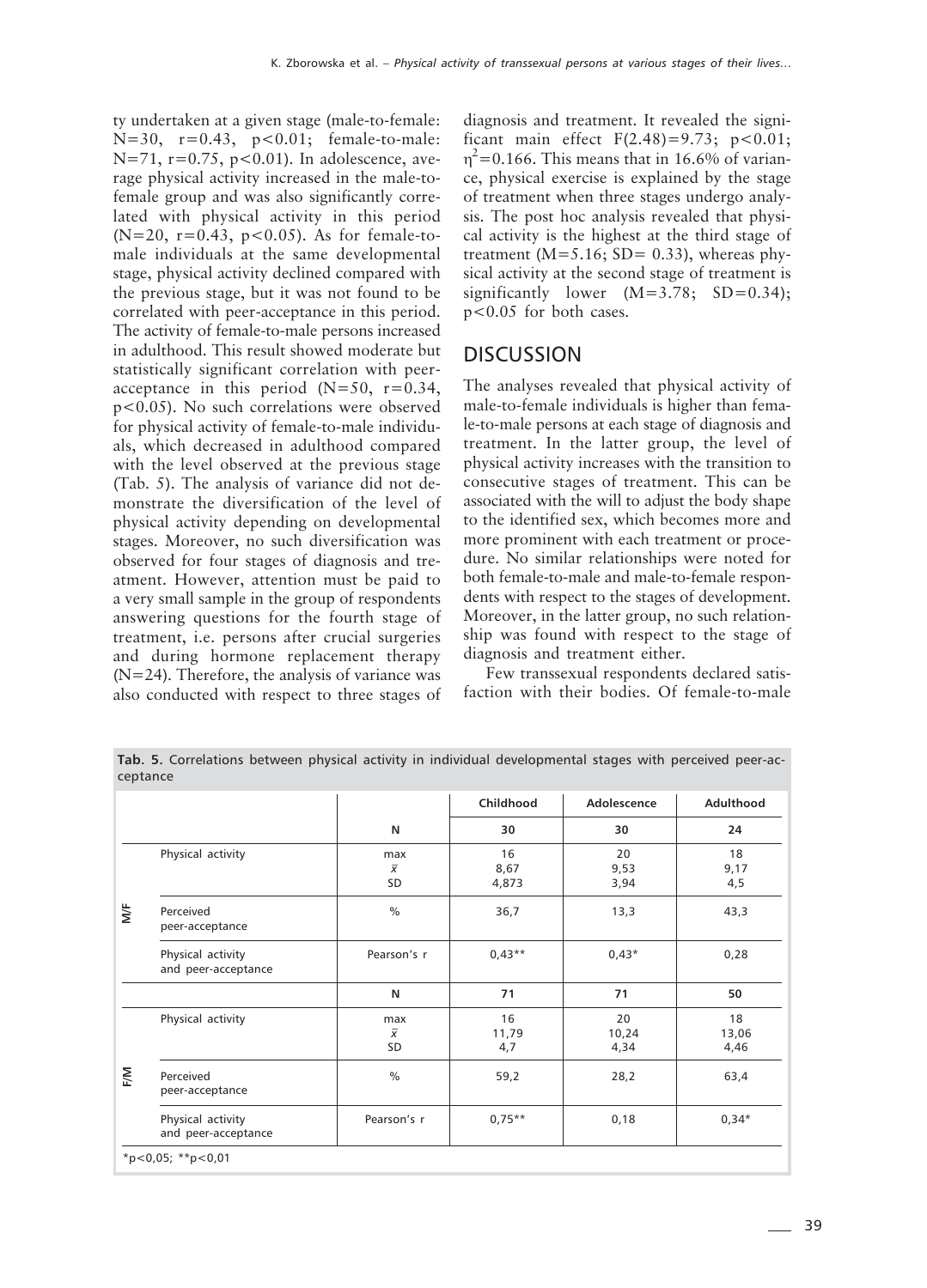ty undertaken at a given stage (male-to-female: N=30, $r=0.43$, $p<0.01$; female-to-male: N=71, $r=0.75$, $p<0.01$). In adolescence, average physical activity increased in the male-to-female group and was also significantly correlated with physical activity in this period (N=20, $r=0.43$, $p<0.05$). As for female-to-male individuals at the same developmental stage, physical activity declined compared with the previous stage, but it was not found to be correlated with peer-acceptance in this period. The activity of female-to-male persons increased in adulthood. This result showed moderate but statistically significant correlation with peer-acceptance in this period (N=50, $r=0.34$, $p<0.05$). No such correlations were observed for physical activity of female-to-male individuals, which decreased in adulthood compared with the level observed at the previous stage (Tab. 5). The analysis of variance did not demonstrate the diversification of the level of physical activity depending on developmental stages. Moreover, no such diversification was observed for four stages of diagnosis and treatment. However, attention must be paid to a very small sample in the group of respondents answering questions for the fourth stage of treatment, i.e. persons after crucial surgeries and during hormone replacement therapy (N=24). Therefore, the analysis of variance was also conducted with respect to three stages of diagnosis and treatment. It revealed the significant main effect $F(2.48)=9.73$; $p<0.01$; $\eta^2=0.166$. This means that in 16.6% of variance, physical exercise is explained by the stage of treatment when three stages undergo analysis. The post hoc analysis revealed that physical activity is the highest at the third stage of treatment (M=5.16; SD= 0.33), whereas physical activity at the second stage of treatment is significantly lower (M=3.78; SD=0.34); $p<0.05$ for both cases.

## DISCUSSION

The analyses revealed that physical activity of male-to-female individuals is higher than female-to-male persons at each stage of diagnosis and treatment. In the latter group, the level of physical activity increases with the transition to consecutive stages of treatment. This can be associated with the will to adjust the body shape to the identified sex, which becomes more and more prominent with each treatment or procedure. No similar relationships were noted for both female-to-male and male-to-female respondents with respect to the stages of development. Moreover, in the latter group, no such relationship was found with respect to the stage of diagnosis and treatment either.

Few transsexual respondents declared satisfaction with their bodies. Of female-to-male

**Tab. 5.** Correlations between physical activity in individual developmental stages with perceived peer-acceptance

| | | | Childhood | Adolescence | Adulthood |
|---|---|---|---|---|---|
| | | N | 30 | 30 | 24 |
| M/F | Physical activity | max<br>$\bar{x}$<br>SD | 16<br>8,67<br>4,873 | 20<br>9,53<br>3,94 | 18<br>9,17<br>4,5 |
| | Perceived peer-acceptance | % | 36,7 | 13,3 | 43,3 |
| | Physical activity and peer-acceptance | Pearson's r | 0,43** | 0,43* | 0,28 |
| | | N | 71 | 71 | 50 |
| F/M | Physical activity | max<br>$\bar{x}$<br>SD | 16<br>11,79<br>4,7 | 20<br>10,24<br>4,34 | 18<br>13,06<br>4,46 |
| | Perceived peer-acceptance | % | 59,2 | 28,2 | 63,4 |
| | Physical activity and peer-acceptance | Pearson's r | 0,75** | 0,18 | 0,34* |

*p<0,05; **p<0,01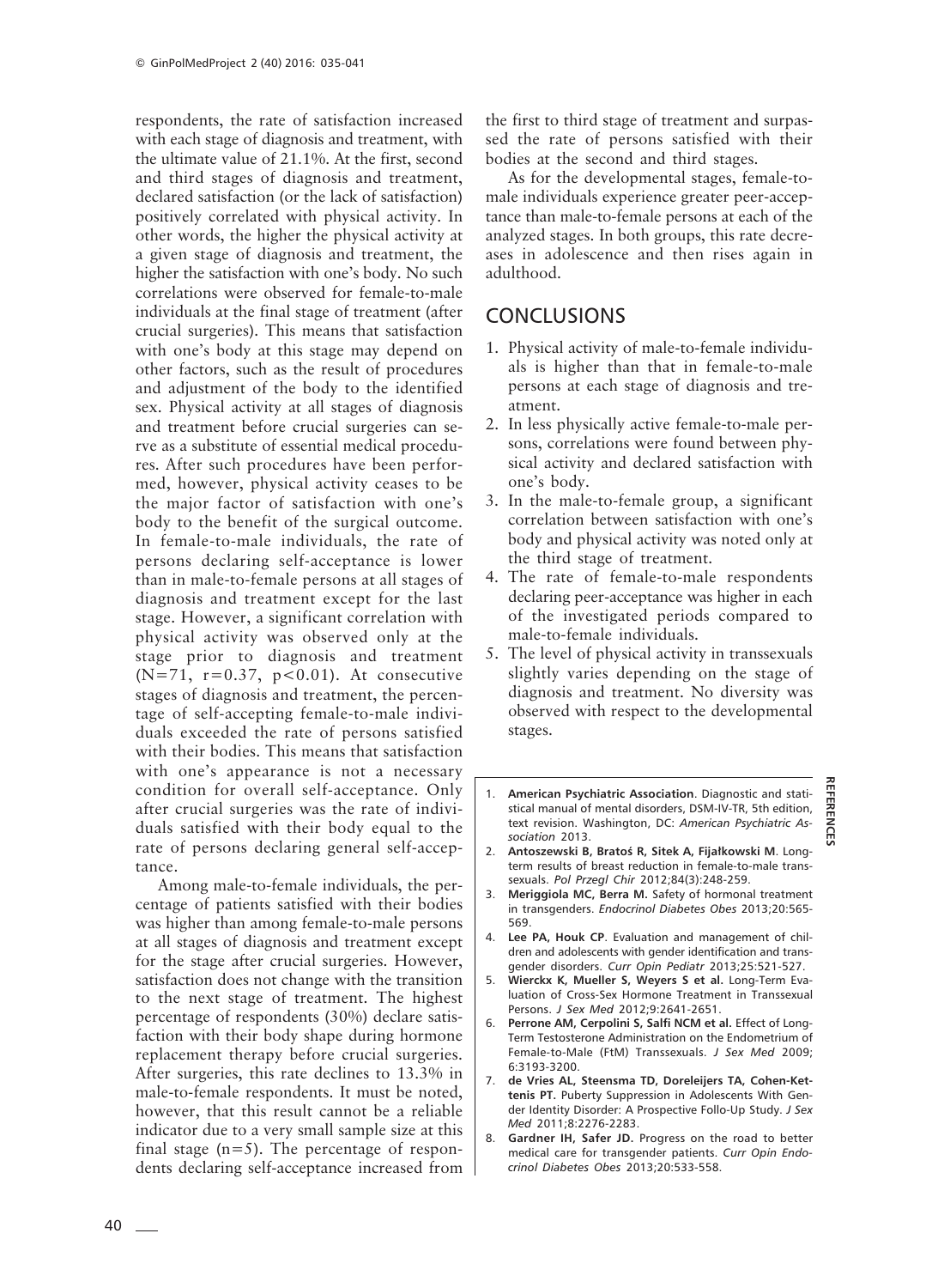respondents, the rate of satisfaction increased with each stage of diagnosis and treatment, with the ultimate value of 21.1%. At the first, second and third stages of diagnosis and treatment, declared satisfaction (or the lack of satisfaction) positively correlated with physical activity. In other words, the higher the physical activity at a given stage of diagnosis and treatment, the higher the satisfaction with one's body. No such correlations were observed for female-to-male individuals at the final stage of treatment (after crucial surgeries). This means that satisfaction with one's body at this stage may depend on other factors, such as the result of procedures and adjustment of the body to the identified sex. Physical activity at all stages of diagnosis and treatment before crucial surgeries can serve as a substitute of essential medical procedures. After such procedures have been performed, however, physical activity ceases to be the major factor of satisfaction with one's body to the benefit of the surgical outcome. In female-to-male individuals, the rate of persons declaring self-acceptance is lower than in male-to-female persons at all stages of diagnosis and treatment except for the last stage. However, a significant correlation with physical activity was observed only at the stage prior to diagnosis and treatment ($N=71$, $r=0.37$, $p<0.01$). At consecutive stages of diagnosis and treatment, the percentage of self-accepting female-to-male individuals exceeded the rate of persons satisfied with their bodies. This means that satisfaction with one's appearance is not a necessary condition for overall self-acceptance. Only after crucial surgeries was the rate of individuals satisfied with their body equal to the rate of persons declaring general self-acceptance.

Among male-to-female individuals, the percentage of patients satisfied with their bodies was higher than among female-to-male persons at all stages of diagnosis and treatment except for the stage after crucial surgeries. However, satisfaction does not change with the transition to the next stage of treatment. The highest percentage of respondents (30%) declare satisfaction with their body shape during hormone replacement therapy before crucial surgeries. After surgeries, this rate declines to 13.3% in male-to-female respondents. It must be noted, however, that this result cannot be a reliable indicator due to a very small sample size at this final stage ($n=5$). The percentage of respondents declaring self-acceptance increased from the first to third stage of treatment and surpassed the rate of persons satisfied with their bodies at the second and third stages.

As for the developmental stages, female-to-male individuals experience greater peer-acceptance than male-to-female persons at each of the analyzed stages. In both groups, this rate decreases in adolescence and then rises again in adulthood.

## CONCLUSIONS

1. Physical activity of male-to-female individuals is higher than that in female-to-male persons at each stage of diagnosis and treatment.
2. In less physically active female-to-male persons, correlations were found between physical activity and declared satisfaction with one's body.
3. In the male-to-female group, a significant correlation between satisfaction with one's body and physical activity was noted only at the third stage of treatment.
4. The rate of female-to-male respondents declaring peer-acceptance was higher in each of the investigated periods compared to male-to-female individuals.
5. The level of physical activity in transsexuals slightly varies depending on the stage of diagnosis and treatment. No diversity was observed with respect to the developmental stages.

## REFERENCES

1. **American Psychiatric Association**. Diagnostic and statistical manual of mental disorders, DSM-IV-TR, 5th edition, text revision. Washington, DC: *American Psychiatric Association* 2013.
2. **Antoszewski B, Bratoś R, Sitek A, Fijałkowski M**. Long-term results of breast reduction in female-to-male transsexuals. *Pol Przegl Chir* 2012;84(3):248-259.
3. **Meriggiola MC, Berra M.** Safety of hormonal treatment in transgenders. *Endocrinol Diabetes Obes* 2013;20:565-569.
4. **Lee PA, Houk CP**. Evaluation and management of children and adolescents with gender identification and transgender disorders. *Curr Opin Pediatr* 2013;25:521-527.
5. **Wierckx K, Mueller S, Weyers S et al.** Long-Term Evaluation of Cross-Sex Hormone Treatment in Transsexual Persons. *J Sex Med* 2012;9:2641-2651.
6. **Perrone AM, Cerpolini S, Salfi NCM et al.** Effect of Long-Term Testosterone Administration on the Endometrium of Female-to-Male (FtM) Transsexuals. *J Sex Med* 2009; 6:3193-3200.
7. **de Vries AL, Steensma TD, Doreleijers TA, Cohen-Kettenis PT.** Puberty Suppression in Adolescents With Gender Identity Disorder: A Prospective Follo-Up Study. *J Sex Med* 2011;8:2276-2283.
8. **Gardner IH, Safer JD.** Progress on the road to better medical care for transgender patients. *Curr Opin Endocrinol Diabetes Obes* 2013;20:533-558.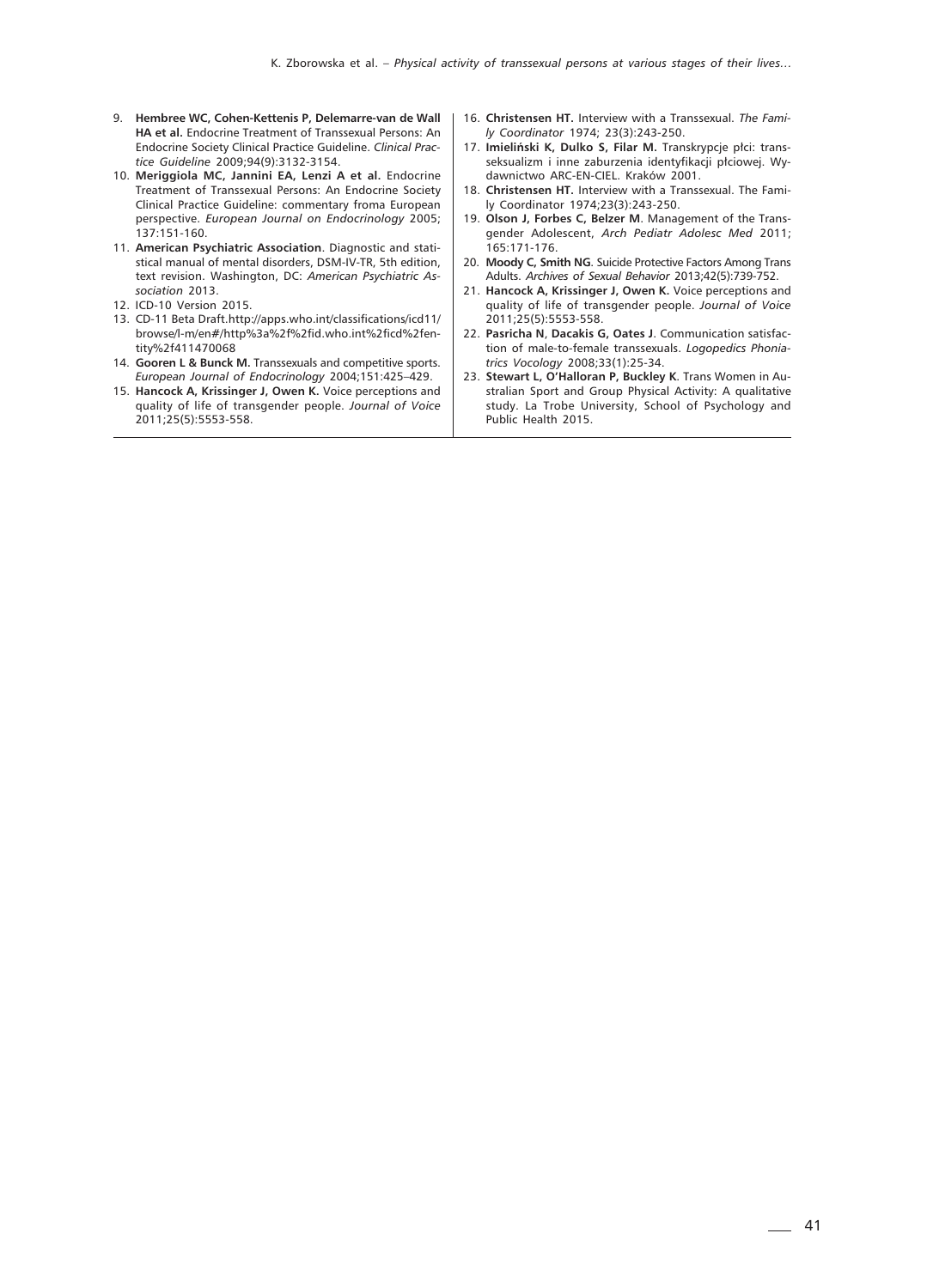9. **Hembree WC, Cohen-Kettenis P, Delemarre-van de Wall HA et al.** Endocrine Treatment of Transsexual Persons: An Endocrine Society Clinical Practice Guideline. *Clinical Practice Guideline* 2009;94(9):3132-3154.
10. **Meriggiola MC, Jannini EA, Lenzi A et al.** Endocrine Treatment of Transsexual Persons: An Endocrine Society Clinical Practice Guideline: commentary froma European perspective. *European Journal on Endocrinology* 2005; 137:151-160.
11. **American Psychiatric Association**. Diagnostic and statistical manual of mental disorders, DSM-IV-TR, 5th edition, text revision. Washington, DC: *American Psychiatric Association* 2013.
12. ICD-10 Version 2015.
13. CD-11 Beta Draft.http://apps.who.int/classifications/icd11/browse/l-m/en#/http%3a%2f%2fid.who.int%2ficd%2fentity%2f411470068
14. **Gooren L & Bunck M.** Transsexuals and competitive sports. *European Journal of Endocrinology* 2004;151:425–429.
15. **Hancock A, Krissinger J, Owen K.** Voice perceptions and quality of life of transgender people. *Journal of Voice* 2011;25(5):5553-558.
16. **Christensen HT.** Interview with a Transsexual. *The Family Coordinator* 1974; 23(3):243-250.
17. **Imieliński K, Dulko S, Filar M.** Transkrypcje płci: transseksualizm i inne zaburzenia identyfikacji płciowej. Wydawnictwo ARC-EN-CIEL. Kraków 2001.
18. **Christensen HT.** Interview with a Transsexual. The Family Coordinator 1974;23(3):243-250.
19. **Olson J, Forbes C, Belzer M**. Management of the Transgender Adolescent, *Arch Pediatr Adolesc Med* 2011; 165:171-176.
20. **Moody C, Smith NG**. Suicide Protective Factors Among Trans Adults. *Archives of Sexual Behavior* 2013;42(5):739-752.
21. **Hancock A, Krissinger J, Owen K.** Voice perceptions and quality of life of transgender people. *Journal of Voice* 2011;25(5):5553-558.
22. **Pasricha N, Dacakis G, Oates J**. Communication satisfaction of male-to-female transsexuals. *Logopedics Phoniatrics Vocology* 2008;33(1):25-34.
23. **Stewart L, O'Halloran P, Buckley K**. Trans Women in Australian Sport and Group Physical Activity: A qualitative study. La Trobe University, School of Psychology and Public Health 2015.